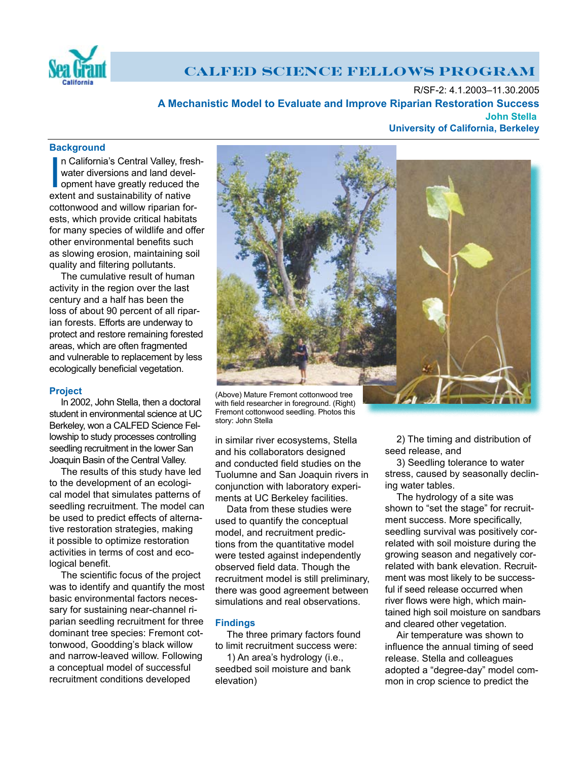# CALFED SCIENCE FELLOWS PROGRAM

R/SF-2: 4.1.2003–11.30.2005

## A Mechanistic Model to Evaluate and Improve Riparian Restoration Success

**John Stella**

**University of California, Berkeley**

### Background

In California's Central Valley, freshwater diversions and land development have greatly reduced the extent and sustainability of native cottonwood and willow riparian forests, which provide critical habitats for many species of wildlife and offer other environmental benefits such as slowing erosion, maintaining soil quality and filtering pollutants.

The cumulative result of human activity in the region over the last century and a half has been the loss of about 90 percent of all riparian forests. Efforts are underway to protect and restore remaining forested areas, which are often fragmented and vulnerable to replacement by less ecologically beneficial vegetation.

### Project

In 2002, John Stella, then a doctoral student in environmental science at UC Berkeley, won a CALFED Science Fellowship to study processes controlling seedling recruitment in the lower San Joaquin Basin of the Central Valley.

The results of this study have led to the development of an ecological model that simulates patterns of seedling recruitment. The model can be used to predict effects of alternative restoration strategies, making it possible to optimize restoration activities in terms of cost and ecological benefit.

The scientific focus of the project was to identify and quantify the most basic environmental factors necessary for sustaining near-channel riparian seedling recruitment for three dominant tree species: Fremont cottonwood, Goodding's black willow and narrow-leaved willow. Following a conceptual model of successful recruitment conditions developed in similar river ecosystems, Stella and his collaborators designed and conducted field studies on the Tuolumne and San Joaquin rivers in conjunction with laboratory experiments at UC Berkeley facilities.

(Above) Mature Fremont cottonwood tree with field researcher in foreground. (Right) Fremont cottonwood seedling. Photos this story: John Stella

Data from these studies were used to quantify the conceptual model, and recruitment predictions from the quantitative model were tested against independently observed field data. Though the recruitment model is still preliminary, there was good agreement between simulations and real observations.

### Findings

The three primary factors found to limit recruitment success were:

1) An area's hydrology (i.e., seedbed soil moisture and bank elevation)

2) The timing and distribution of seed release, and

3) Seedling tolerance to water stress, caused by seasonally declining water tables.

The hydrology of a site was shown to "set the stage" for recruitment success. More specifically, seedling survival was positively correlated with soil moisture during the growing season and negatively correlated with bank elevation. Recruitment was most likely to be successful if seed release occurred when river flows were high, which maintained high soil moisture on sandbars and cleared other vegetation.

Air temperature was shown to influence the annual timing of seed release. Stella and colleagues adopted a "degree-day" model common in crop science to predict the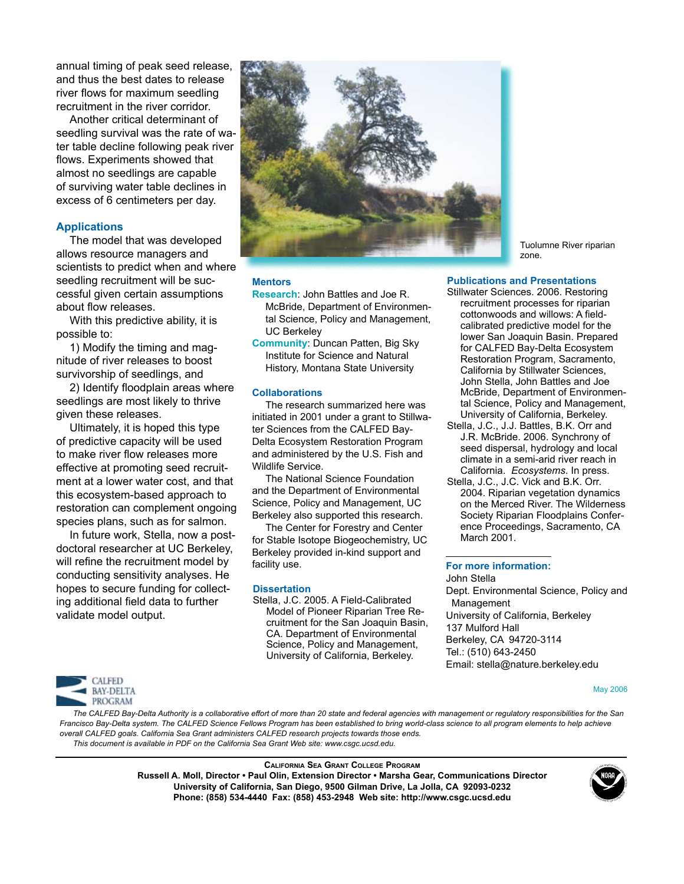annual timing of peak seed release, and thus the best dates to release river flows for maximum seedling recruitment in the river corridor.

Another critical determinant of seedling survival was the rate of water table decline following peak river flows. Experiments showed that almost no seedlings are capable of surviving water table declines in excess of 6 centimeters per day.

### Applications

The model that was developed allows resource managers and scientists to predict when and where seedling recruitment will be successful given certain assumptions about flow releases.

With this predictive ability, it is possible to:

1) Modify the timing and magnitude of river releases to boost survivorship of seedlings, and

2) Identify floodplain areas where seedlings are most likely to thrive given these releases.

Ultimately, it is hoped this type of predictive capacity will be used to make river flow releases more effective at promoting seed recruitment at a lower water cost, and that this ecosystem-based approach to restoration can complement ongoing species plans, such as for salmon.

In future work, Stella, now a postdoctoral researcher at UC Berkeley, will refine the recruitment model by conducting sensitivity analyses. He hopes to secure funding for collecting additional field data to further validate model output.

Tuolumne River riparian zone.

### Mentors

**Research**: John Battles and Joe R. McBride, Department of Environmental Science, Policy and Management, UC Berkeley

**Community**: Duncan Patten, Big Sky Institute for Science and Natural History, Montana State University

### Collaborations

The research summarized here was initiated in 2001 under a grant to Stillwater Sciences from the CALFED Bay-Delta Ecosystem Restoration Program and administered by the U.S. Fish and Wildlife Service.

The National Science Foundation and the Department of Environmental Science, Policy and Management, UC Berkeley also supported this research.

The Center for Forestry and Center for Stable Isotope Biogeochemistry, UC Berkeley provided in-kind support and facility use.

### Dissertation

Stella, J.C. 2005. A Field-Calibrated Model of Pioneer Riparian Tree Recruitment for the San Joaquin Basin, CA. Department of Environmental Science, Policy and Management, University of California, Berkeley.

### Publications and Presentations

Stillwater Sciences. 2006. Restoring recruitment processes for riparian cottonwoods and willows: A field-calibrated predictive model for the lower San Joaquin Basin. Prepared for CALFED Bay-Delta Ecosystem Restoration Program, Sacramento, California by Stillwater Sciences, John Stella, John Battles and Joe McBride, Department of Environmental Science, Policy and Management, University of California, Berkeley.

Stella, J.C., J.J. Battles, B.K. Orr and J.R. McBride. 2006. Synchrony of seed dispersal, hydrology and local climate in a semi-arid river reach in California. *Ecosystems*. In press.

Stella, J.C., J.C. Vick and B.K. Orr. 2004. Riparian vegetation dynamics on the Merced River. The Wilderness Society Riparian Floodplains Conference Proceedings, Sacramento, CA March 2001.

### For more information:

John Stella
Dept. Environmental Science, Policy and Management
University of California, Berkeley
137 Mulford Hall
Berkeley, CA 94720-3114
Tel.: (510) 643-2450
Email: stella@nature.berkeley.edu

CALFED BAY-DELTA PROGRAM

May 2006

*The CALFED Bay-Delta Authority is a collaborative effort of more than 20 state and federal agencies with management or regulatory responsibilities for the San Francisco Bay-Delta system. The CALFED Science Fellows Program has been established to bring world-class science to all program elements to help achieve overall CALFED goals. California Sea Grant administers CALFED research projects towards those ends.*

*This document is available in PDF on the California Sea Grant Web site: www.csgc.ucsd.edu.*

**California Sea Grant College Program**
**Russell A. Moll, Director • Paul Olin, Extension Director • Marsha Gear, Communications Director**
**University of California, San Diego, 9500 Gilman Drive, La Jolla, CA 92093-0232**
**Phone: (858) 534-4440 Fax: (858) 453-2948 Web site: http://www.csgc.ucsd.edu**